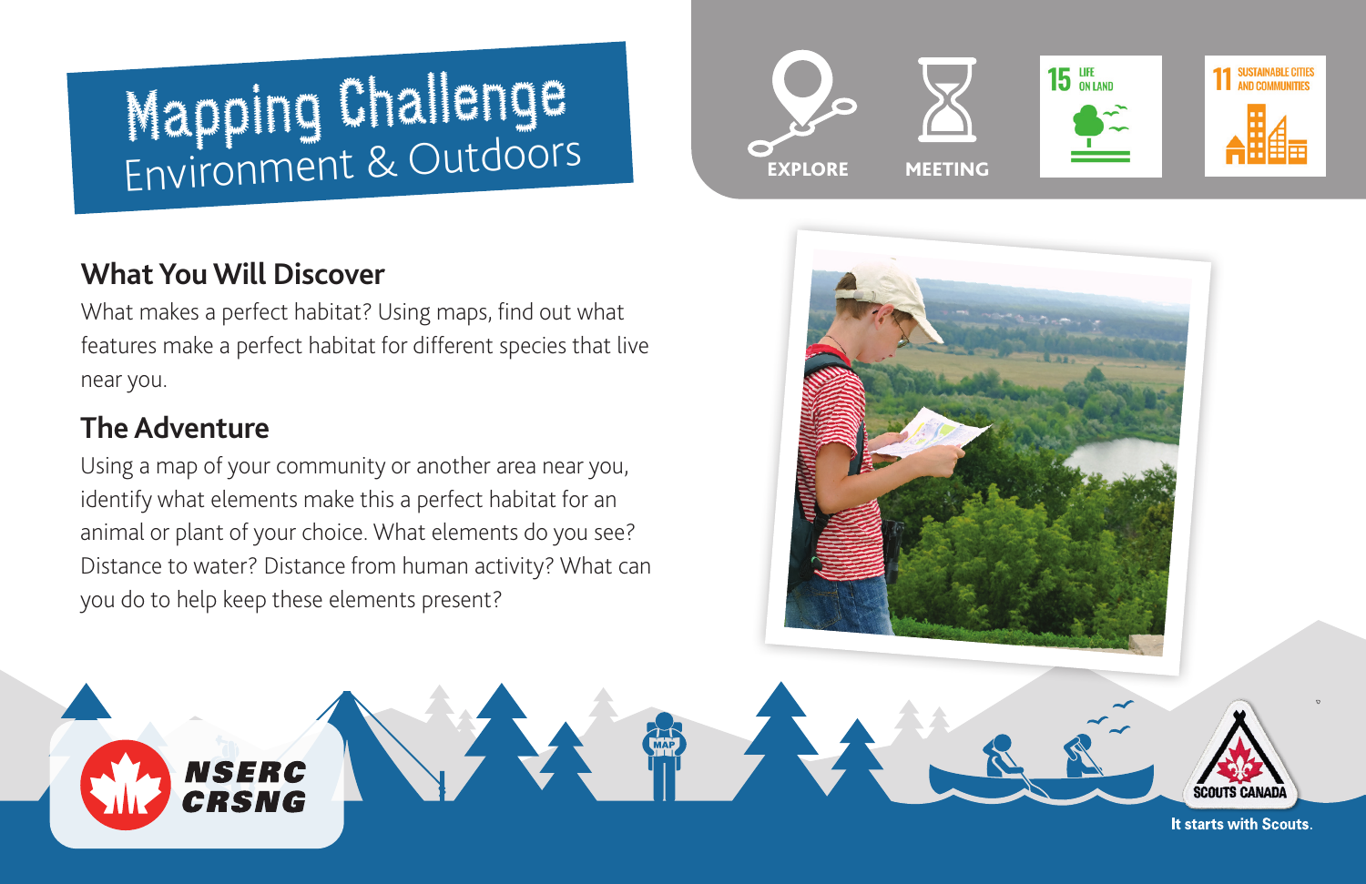# Mapping Challenge
## Environment & Outdoors

EXPLORE

MEETING

15 LIFE ON LAND

11 SUSTAINABLE CITIES AND COMMUNITIES

## What You Will Discover

What makes a perfect habitat? Using maps, find out what features make a perfect habitat for different species that live near you.

## The Adventure

Using a map of your community or another area near you, identify what elements make this a perfect habitat for an animal or plant of your choice. What elements do you see? Distance to water? Distance from human activity? What can you do to help keep these elements present?

NSERC CRSNG

SCOUTS CANADA

It starts with Scouts.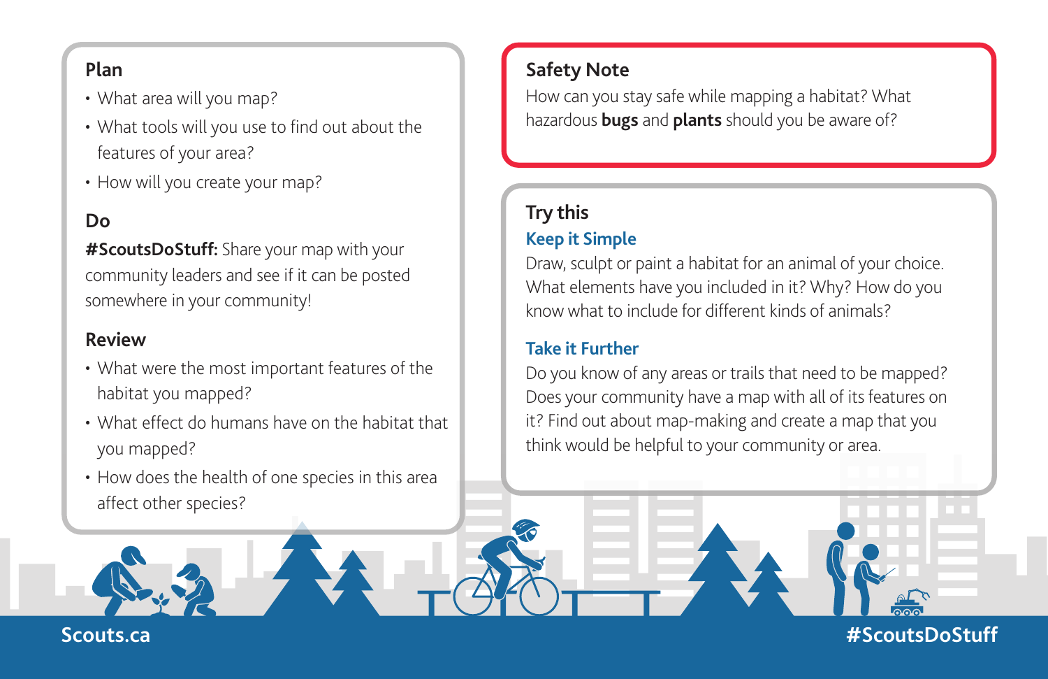## Plan

- What area will you map?
- What tools will you use to find out about the features of your area?
- How will you create your map?

## Do

**#ScoutsDoStuff:** Share your map with your community leaders and see if it can be posted somewhere in your community!

## Review

- What were the most important features of the habitat you mapped?
- What effect do humans have on the habitat that you mapped?
- How does the health of one species in this area affect other species?

## Safety Note

How can you stay safe while mapping a habitat? What hazardous **bugs** and **plants** should you be aware of?

## Try this

### Keep it Simple

Draw, sculpt or paint a habitat for an animal of your choice. What elements have you included in it? Why? How do you know what to include for different kinds of animals?

### Take it Further

Do you know of any areas or trails that need to be mapped? Does your community have a map with all of its features on it? Find out about map-making and create a map that you think would be helpful to your community or area.

Scouts.ca

#ScoutsDoStuff